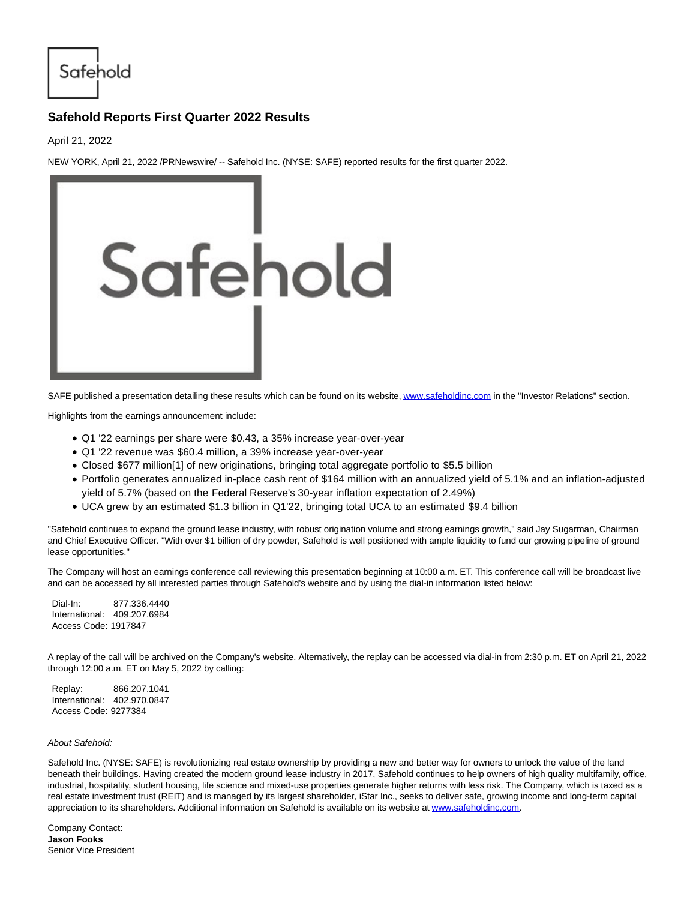# Safehold Reports First Quarter 2022 Results

April 21, 2022

NEW YORK, April 21, 2022 /PRNewswire/ -- Safehold Inc. (NYSE: SAFE) reported results for the first quarter 2022.

SAFE published a presentation detailing these results which can be found on its website, www.safeholdinc.com in the "Investor Relations" section.

Highlights from the earnings announcement include:

- Q1 '22 earnings per share were $0.43, a 35% increase year-over-year
- Q1 '22 revenue was $60.4 million, a 39% increase year-over-year
- Closed $677 million[1] of new originations, bringing total aggregate portfolio to $5.5 billion
- Portfolio generates annualized in-place cash rent of $164 million with an annualized yield of 5.1% and an inflation-adjusted yield of 5.7% (based on the Federal Reserve's 30-year inflation expectation of 2.49%)
- UCA grew by an estimated $1.3 billion in Q1'22, bringing total UCA to an estimated $9.4 billion

"Safehold continues to expand the ground lease industry, with robust origination volume and strong earnings growth," said Jay Sugarman, Chairman and Chief Executive Officer. "With over $1 billion of dry powder, Safehold is well positioned with ample liquidity to fund our growing pipeline of ground lease opportunities."

The Company will host an earnings conference call reviewing this presentation beginning at 10:00 a.m. ET. This conference call will be broadcast live and can be accessed by all interested parties through Safehold's website and by using the dial-in information listed below:

Dial-In: 877.336.4440
International: 409.207.6984
Access Code: 1917847

A replay of the call will be archived on the Company's website. Alternatively, the replay can be accessed via dial-in from 2:30 p.m. ET on April 21, 2022 through 12:00 a.m. ET on May 5, 2022 by calling:

Replay: 866.207.1041
International: 402.970.0847
Access Code: 9277384

*About Safehold:*

Safehold Inc. (NYSE: SAFE) is revolutionizing real estate ownership by providing a new and better way for owners to unlock the value of the land beneath their buildings. Having created the modern ground lease industry in 2017, Safehold continues to help owners of high quality multifamily, office, industrial, hospitality, student housing, life science and mixed-use properties generate higher returns with less risk. The Company, which is taxed as a real estate investment trust (REIT) and is managed by its largest shareholder, iStar Inc., seeks to deliver safe, growing income and long-term capital appreciation to its shareholders. Additional information on Safehold is available on its website at www.safeholdinc.com.

Company Contact:
**Jason Fooks**
Senior Vice President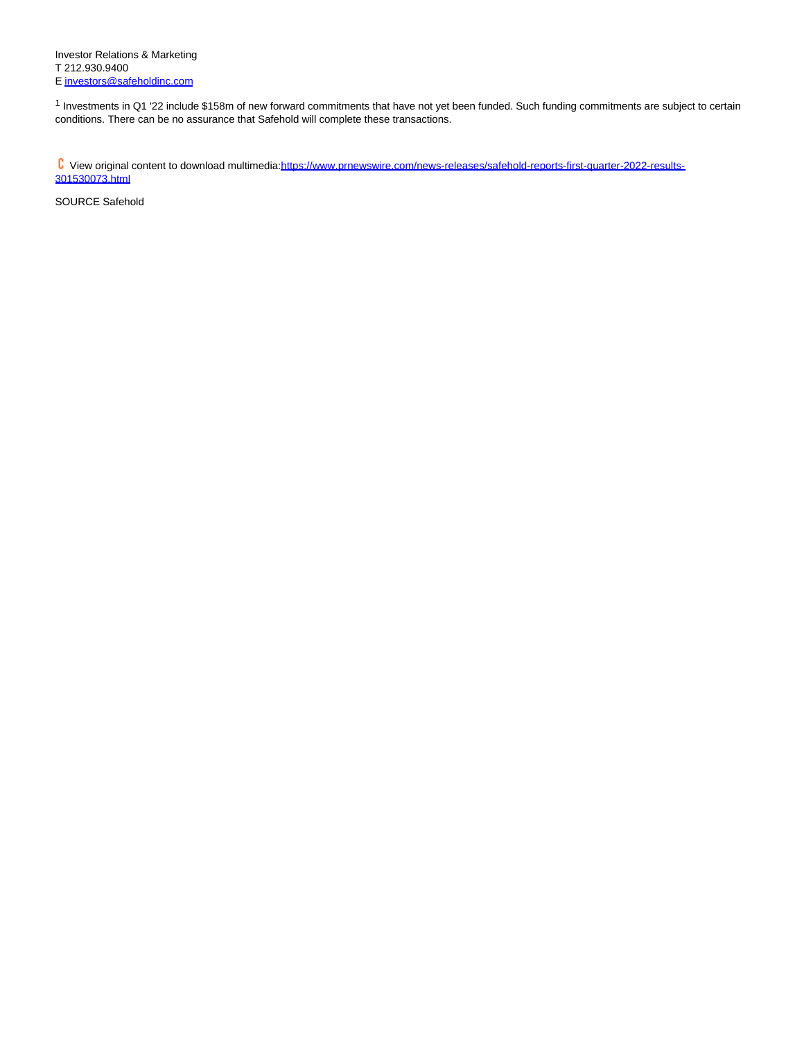Investor Relations & Marketing
T 212.930.9400
E investors@safeholdinc.com

[1] Investments in Q1 '22 include $158m of new forward commitments that have not yet been funded. Such funding commitments are subject to certain conditions. There can be no assurance that Safehold will complete these transactions.

View original content to download multimedia:https://www.prnewswire.com/news-releases/safehold-reports-first-quarter-2022-results-301530073.html

SOURCE Safehold